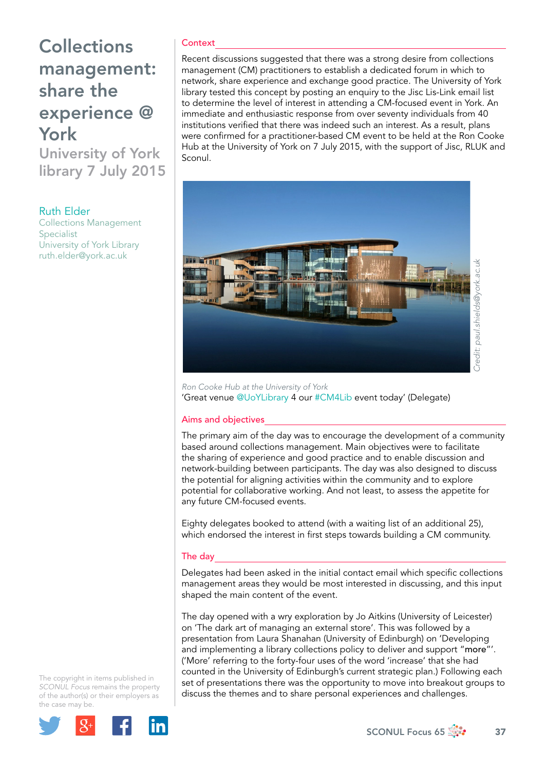# Collections management: share the experience @ York

## University of York library 7 July 2015

Ruth Elder
Collections Management Specialist
University of York Library
ruth.elder@york.ac.uk

### Context

Recent discussions suggested that there was a strong desire from collections management (CM) practitioners to establish a dedicated forum in which to network, share experience and exchange good practice. The University of York library tested this concept by posting an enquiry to the Jisc Lis-Link email list to determine the level of interest in attending a CM-focused event in York. An immediate and enthusiastic response from over seventy individuals from 40 institutions verified that there was indeed such an interest. As a result, plans were confirmed for a practitioner-based CM event to be held at the Ron Cooke Hub at the University of York on 7 July 2015, with the support of Jisc, RLUK and Sconul.

Credit: paul.shields@york.ac.uk

*Ron Cooke Hub at the University of York*

'Great venue @UoYLibrary 4 our #CM4Lib event today' (Delegate)

### Aims and objectives

The primary aim of the day was to encourage the development of a community based around collections management. Main objectives were to facilitate the sharing of experience and good practice and to enable discussion and network-building between participants. The day was also designed to discuss the potential for aligning activities within the community and to explore potential for collaborative working. And not least, to assess the appetite for any future CM-focused events.

Eighty delegates booked to attend (with a waiting list of an additional 25), which endorsed the interest in first steps towards building a CM community.

### The day

Delegates had been asked in the initial contact email which specific collections management areas they would be most interested in discussing, and this input shaped the main content of the event.

The day opened with a wry exploration by Jo Aitkins (University of Leicester) on 'The dark art of managing an external store'. This was followed by a presentation from Laura Shanahan (University of Edinburgh) on 'Developing and implementing a library collections policy to deliver and support "more"'. ('More' referring to the forty-four uses of the word 'increase' that she had counted in the University of Edinburgh's current strategic plan.) Following each set of presentations there was the opportunity to move into breakout groups to discuss the themes and to share personal experiences and challenges.

The copyright in items published in *SCONUL Focus* remains the property of the author(s) or their employers as the case may be.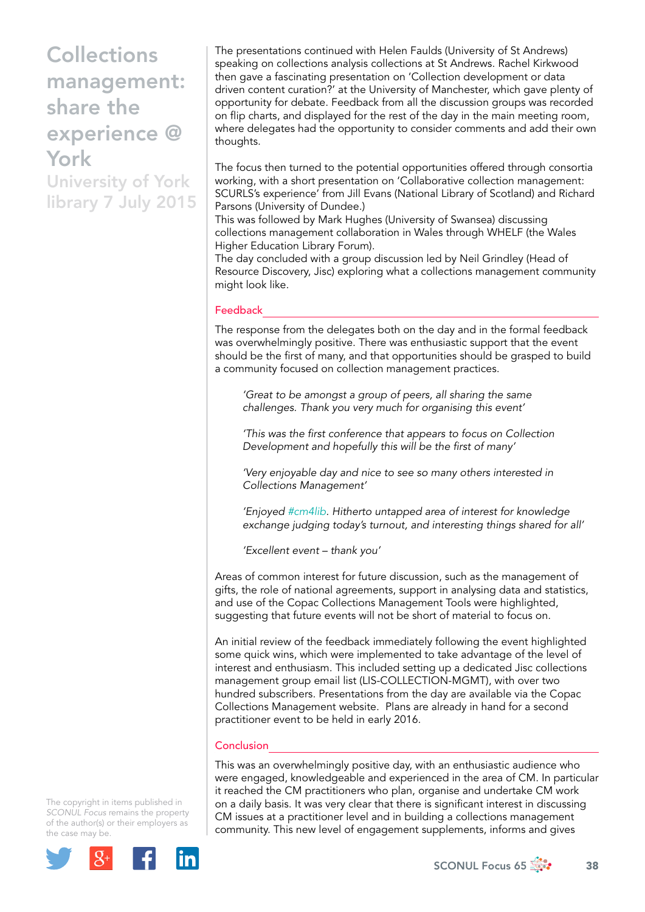The presentations continued with Helen Faulds (University of St Andrews) speaking on collections analysis collections at St Andrews. Rachel Kirkwood then gave a fascinating presentation on 'Collection development or data driven content curation?' at the University of Manchester, which gave plenty of opportunity for debate. Feedback from all the discussion groups was recorded on flip charts, and displayed for the rest of the day in the main meeting room, where delegates had the opportunity to consider comments and add their own thoughts.

The focus then turned to the potential opportunities offered through consortia working, with a short presentation on 'Collaborative collection management: SCURLS's experience' from Jill Evans (National Library of Scotland) and Richard Parsons (University of Dundee.)
This was followed by Mark Hughes (University of Swansea) discussing collections management collaboration in Wales through WHELF (the Wales Higher Education Library Forum).
The day concluded with a group discussion led by Neil Grindley (Head of Resource Discovery, Jisc) exploring what a collections management community might look like.

## Feedback

The response from the delegates both on the day and in the formal feedback was overwhelmingly positive. There was enthusiastic support that the event should be the first of many, and that opportunities should be grasped to build a community focused on collection management practices.

> *'Great to be amongst a group of peers, all sharing the same challenges. Thank you very much for organising this event'*
>
> *'This was the first conference that appears to focus on Collection Development and hopefully this will be the first of many'*
>
> *'Very enjoyable day and nice to see so many others interested in Collections Management'*
>
> *'Enjoyed #cm4lib. Hitherto untapped area of interest for knowledge exchange judging today's turnout, and interesting things shared for all'*
>
> *'Excellent event – thank you'*

Areas of common interest for future discussion, such as the management of gifts, the role of national agreements, support in analysing data and statistics, and use of the Copac Collections Management Tools were highlighted, suggesting that future events will not be short of material to focus on.

An initial review of the feedback immediately following the event highlighted some quick wins, which were implemented to take advantage of the level of interest and enthusiasm. This included setting up a dedicated Jisc collections management group email list (LIS-COLLECTION-MGMT), with over two hundred subscribers. Presentations from the day are available via the Copac Collections Management website. Plans are already in hand for a second practitioner event to be held in early 2016.

## Conclusion

This was an overwhelmingly positive day, with an enthusiastic audience who were engaged, knowledgeable and experienced in the area of CM. In particular it reached the CM practitioners who plan, organise and undertake CM work on a daily basis. It was very clear that there is significant interest in discussing CM issues at a practitioner level and in building a collections management community. This new level of engagement supplements, informs and gives

The copyright in items published in *SCONUL Focus* remains the property of the author(s) or their employers as the case may be.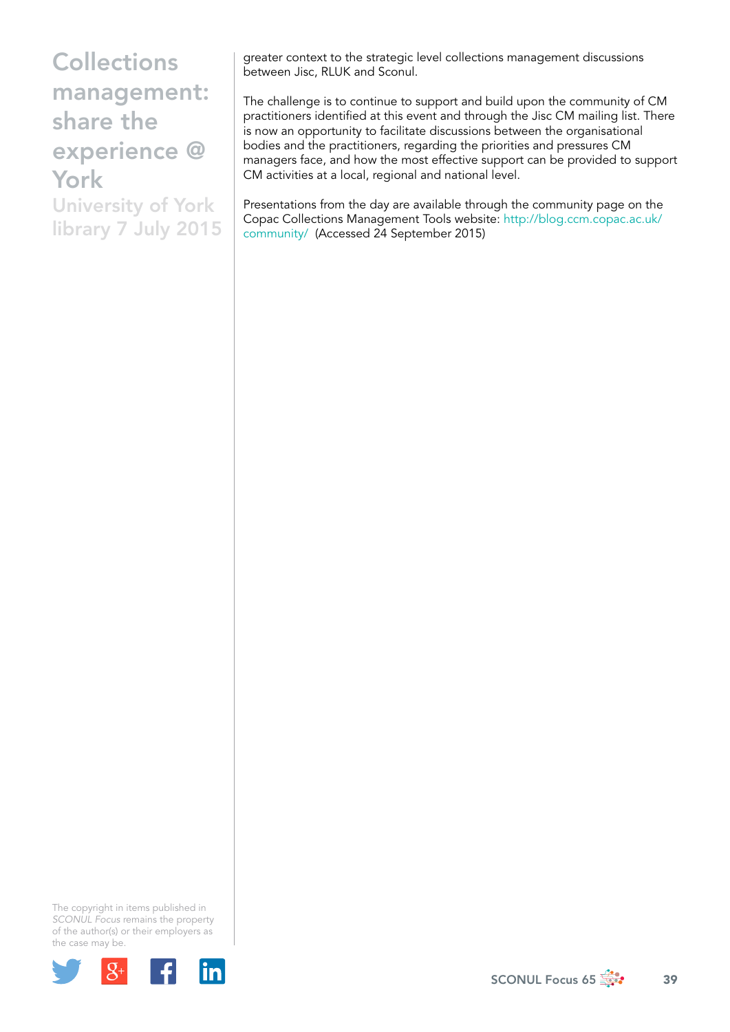# Collections management: share the experience @ York

## University of York library 7 July 2015

greater context to the strategic level collections management discussions between Jisc, RLUK and Sconul.

The challenge is to continue to support and build upon the community of CM practitioners identified at this event and through the Jisc CM mailing list. There is now an opportunity to facilitate discussions between the organisational bodies and the practitioners, regarding the priorities and pressures CM managers face, and how the most effective support can be provided to support CM activities at a local, regional and national level.

Presentations from the day are available through the community page on the Copac Collections Management Tools website: http://blog.ccm.copac.ac.uk/community/ (Accessed 24 September 2015)

The copyright in items published in *SCONUL Focus* remains the property of the author(s) or their employers as the case may be.